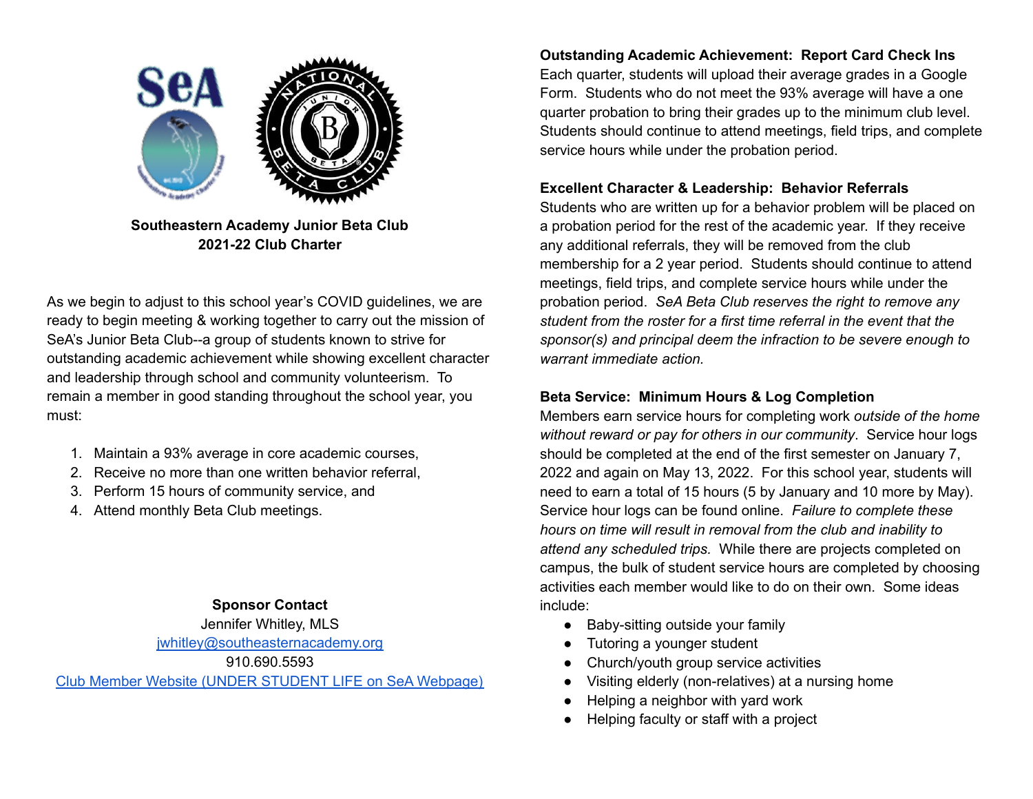**Southeastern Academy Junior Beta Club**
**2021-22 Club Charter**

As we begin to adjust to this school year's COVID guidelines, we are ready to begin meeting & working together to carry out the mission of SeA's Junior Beta Club--a group of students known to strive for outstanding academic achievement while showing excellent character and leadership through school and community volunteerism. To remain a member in good standing throughout the school year, you must:

1. Maintain a 93% average in core academic courses,
2. Receive no more than one written behavior referral,
3. Perform 15 hours of community service, and
4. Attend monthly Beta Club meetings.

**Sponsor Contact**
Jennifer Whitley, MLS
[jwhitley@southeasternacademy.org](mailto:jwhitley@southeasternacademy.org)
910.690.5593
[Club Member Website (UNDER STUDENT LIFE on SeA Webpage)]()

**Outstanding Academic Achievement: Report Card Check Ins**
Each quarter, students will upload their average grades in a Google Form. Students who do not meet the 93% average will have a one quarter probation to bring their grades up to the minimum club level. Students should continue to attend meetings, field trips, and complete service hours while under the probation period.

**Excellent Character & Leadership: Behavior Referrals**
Students who are written up for a behavior problem will be placed on a probation period for the rest of the academic year. If they receive any additional referrals, they will be removed from the club membership for a 2 year period. Students should continue to attend meetings, field trips, and complete service hours while under the probation period. *SeA Beta Club reserves the right to remove any student from the roster for a first time referral in the event that the sponsor(s) and principal deem the infraction to be severe enough to warrant immediate action.*

**Beta Service: Minimum Hours & Log Completion**
Members earn service hours for completing work *outside of the home without reward or pay for others in our community*. Service hour logs should be completed at the end of the first semester on January 7, 2022 and again on May 13, 2022. For this school year, students will need to earn a total of 15 hours (5 by January and 10 more by May). Service hour logs can be found online. *Failure to complete these hours on time will result in removal from the club and inability to attend any scheduled trips.* While there are projects completed on campus, the bulk of student service hours are completed by choosing activities each member would like to do on their own. Some ideas include:

- Baby-sitting outside your family
- Tutoring a younger student
- Church/youth group service activities
- Visiting elderly (non-relatives) at a nursing home
- Helping a neighbor with yard work
- Helping faculty or staff with a project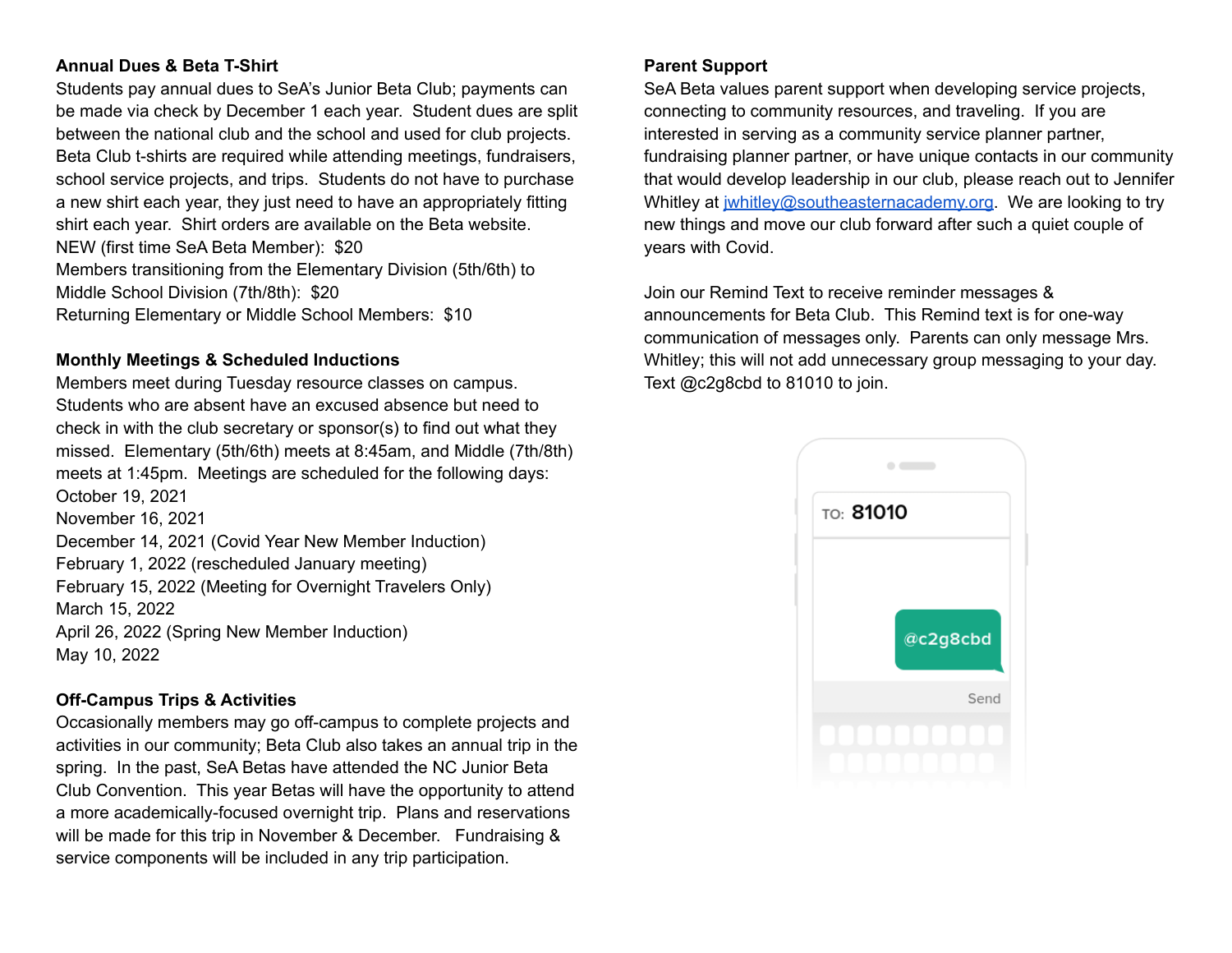**Annual Dues & Beta T-Shirt**

Students pay annual dues to SeA's Junior Beta Club; payments can be made via check by December 1 each year. Student dues are split between the national club and the school and used for club projects. Beta Club t-shirts are required while attending meetings, fundraisers, school service projects, and trips. Students do not have to purchase a new shirt each year, they just need to have an appropriately fitting shirt each year. Shirt orders are available on the Beta website.

NEW (first time SeA Beta Member): $20

Members transitioning from the Elementary Division (5th/6th) to Middle School Division (7th/8th): $20

Returning Elementary or Middle School Members: $10

**Monthly Meetings & Scheduled Inductions**

Members meet during Tuesday resource classes on campus. Students who are absent have an excused absence but need to check in with the club secretary or sponsor(s) to find out what they missed. Elementary (5th/6th) meets at 8:45am, and Middle (7th/8th) meets at 1:45pm. Meetings are scheduled for the following days:

October 19, 2021
November 16, 2021
December 14, 2021 (Covid Year New Member Induction)
February 1, 2022 (rescheduled January meeting)
February 15, 2022 (Meeting for Overnight Travelers Only)
March 15, 2022
April 26, 2022 (Spring New Member Induction)
May 10, 2022

**Off-Campus Trips & Activities**

Occasionally members may go off-campus to complete projects and activities in our community; Beta Club also takes an annual trip in the spring. In the past, SeA Betas have attended the NC Junior Beta Club Convention. This year Betas will have the opportunity to attend a more academically-focused overnight trip. Plans and reservations will be made for this trip in November & December. Fundraising & service components will be included in any trip participation.

**Parent Support**

SeA Beta values parent support when developing service projects, connecting to community resources, and traveling. If you are interested in serving as a community service planner partner, fundraising planner partner, or have unique contacts in our community that would develop leadership in our club, please reach out to Jennifer Whitley at jwhitley@southeasternacademy.org. We are looking to try new things and move our club forward after such a quiet couple of years with Covid.

Join our Remind Text to receive reminder messages & announcements for Beta Club. This Remind text is for one-way communication of messages only. Parents can only message Mrs. Whitley; this will not add unnecessary group messaging to your day. Text @c2g8cbd to 81010 to join.

TO: 81010

@c2g8cbd

Send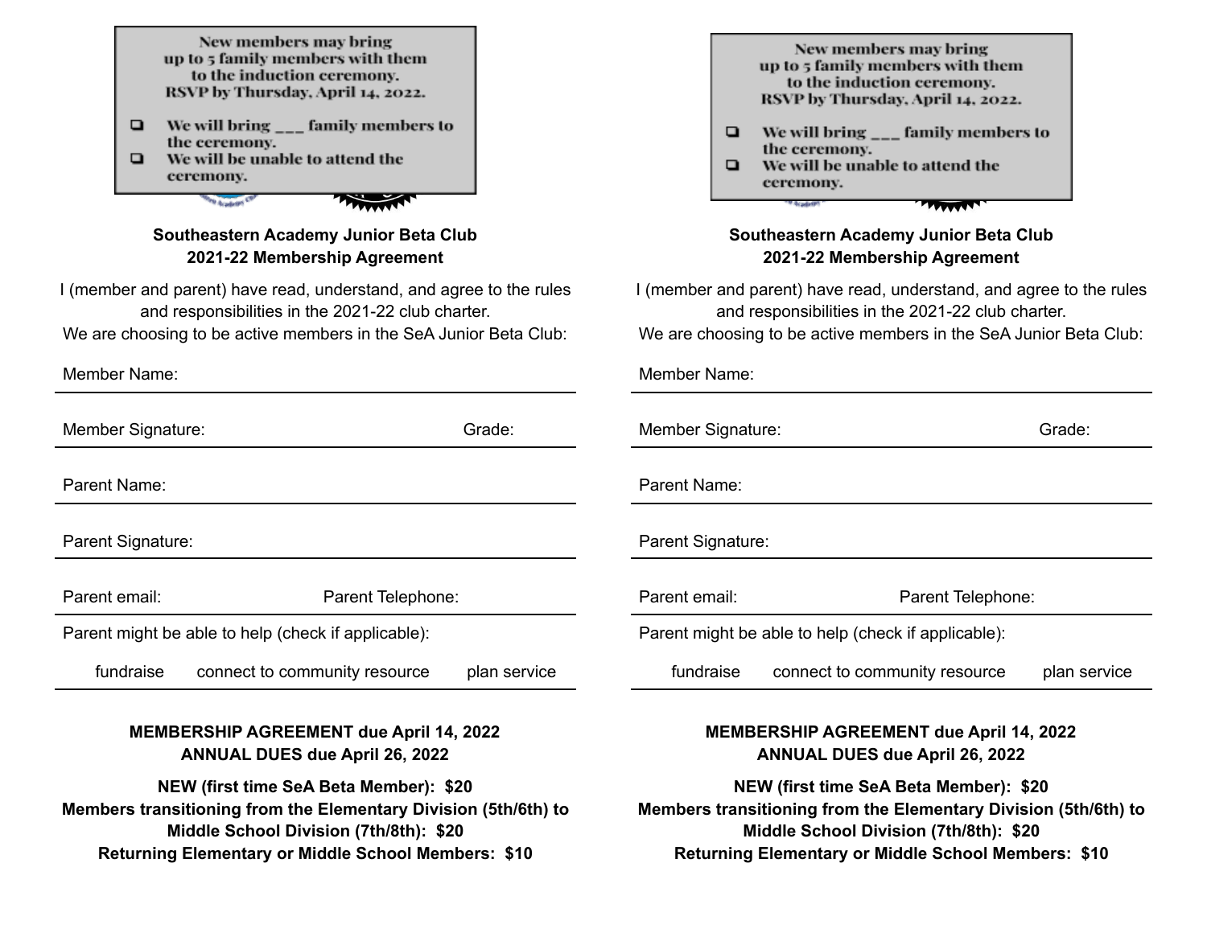New members may bring up to 5 family members with them to the induction ceremony. RSVP by Thursday, April 14, 2022.

- ❑ We will bring ___ family members to the ceremony.
- ❑ We will be unable to attend the ceremony.

**Southeastern Academy Junior Beta Club**
**2021-22 Membership Agreement**

I (member and parent) have read, understand, and agree to the rules and responsibilities in the 2021-22 club charter.
We are choosing to be active members in the SeA Junior Beta Club:

Member Name: ______________________________

Member Signature: ______________________ Grade: ________

Parent Name: ______________________________

Parent Signature: ______________________________

Parent email: ______________ Parent Telephone: ______________

Parent might be able to help (check if applicable):

fundraise    connect to community resource    plan service

**MEMBERSHIP AGREEMENT due April 14, 2022**
**ANNUAL DUES due April 26, 2022**

**NEW (first time SeA Beta Member): $20**
**Members transitioning from the Elementary Division (5th/6th) to Middle School Division (7th/8th): $20**
**Returning Elementary or Middle School Members: $10**

---

New members may bring up to 5 family members with them to the induction ceremony. RSVP by Thursday, April 14, 2022.

- ❑ We will bring ___ family members to the ceremony.
- ❑ We will be unable to attend the ceremony.

**Southeastern Academy Junior Beta Club**
**2021-22 Membership Agreement**

I (member and parent) have read, understand, and agree to the rules and responsibilities in the 2021-22 club charter.
We are choosing to be active members in the SeA Junior Beta Club:

Member Name: ______________________________

Member Signature: ______________________ Grade: ________

Parent Name: ______________________________

Parent Signature: ______________________________

Parent email: ______________ Parent Telephone: ______________

Parent might be able to help (check if applicable):

fundraise    connect to community resource    plan service

**MEMBERSHIP AGREEMENT due April 14, 2022**
**ANNUAL DUES due April 26, 2022**

**NEW (first time SeA Beta Member): $20**
**Members transitioning from the Elementary Division (5th/6th) to Middle School Division (7th/8th): $20**
**Returning Elementary or Middle School Members: $10**